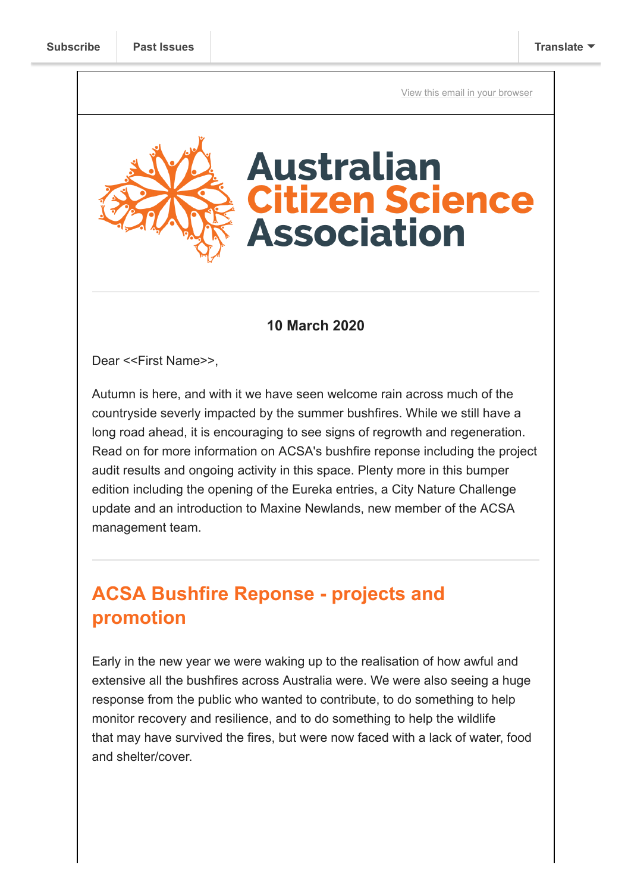Subscribe | Past Issues | Translate

View this email in your browser

# Australian Citizen Science Association

**10 March 2020**

Dear <<First Name>>,

Autumn is here, and with it we have seen welcome rain across much of the countryside severly impacted by the summer bushfires. While we still have a long road ahead, it is encouraging to see signs of regrowth and regeneration. Read on for more information on ACSA's bushfire reponse including the project audit results and ongoing activity in this space. Plenty more in this bumper edition including the opening of the Eureka entries, a City Nature Challenge update and an introduction to Maxine Newlands, new member of the ACSA management team.

## ACSA Bushfire Reponse - projects and promotion

Early in the new year we were waking up to the realisation of how awful and extensive all the bushfires across Australia were. We were also seeing a huge response from the public who wanted to contribute, to do something to help monitor recovery and resilience, and to do something to help the wildlife that may have survived the fires, but were now faced with a lack of water, food and shelter/cover.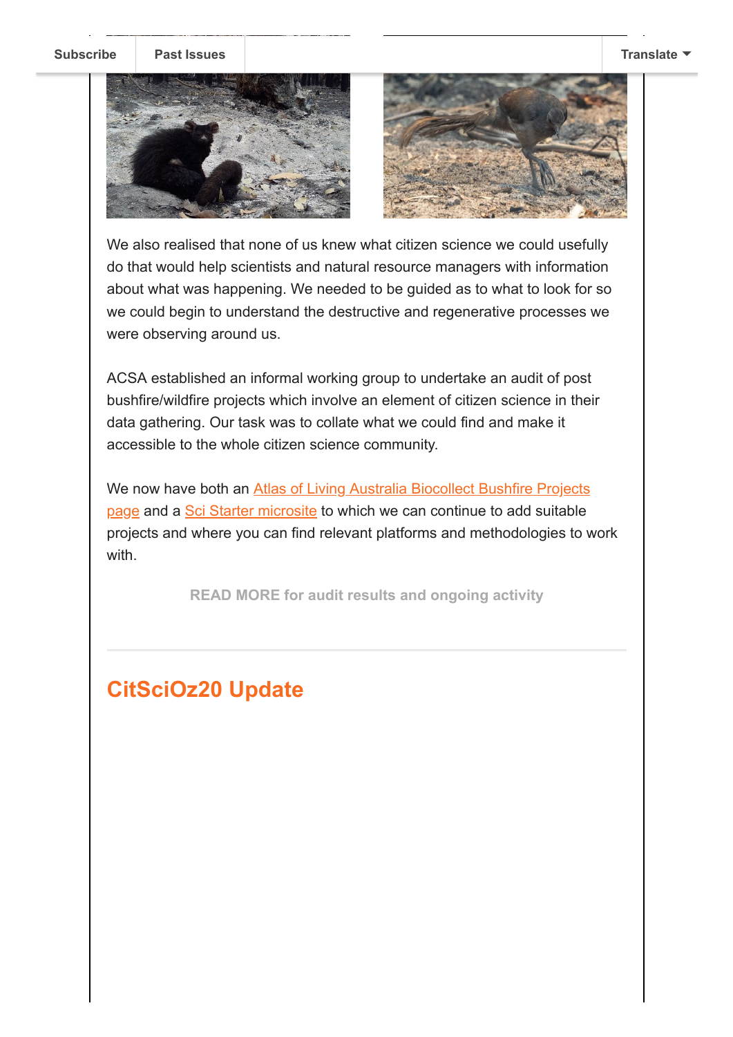We also realised that none of us knew what citizen science we could usefully do that would help scientists and natural resource managers with information about what was happening. We needed to be guided as to what to look for so we could begin to understand the destructive and regenerative processes we were observing around us.

ACSA established an informal working group to undertake an audit of post bushfire/wildfire projects which involve an element of citizen science in their data gathering. Our task was to collate what we could find and make it accessible to the whole citizen science community.

We now have both an Atlas of Living Australia Biocollect Bushfire Projects page and a Sci Starter microsite to which we can continue to add suitable projects and where you can find relevant platforms and methodologies to work with.

**READ MORE for audit results and ongoing activity**

---

## CitSciOz20 Update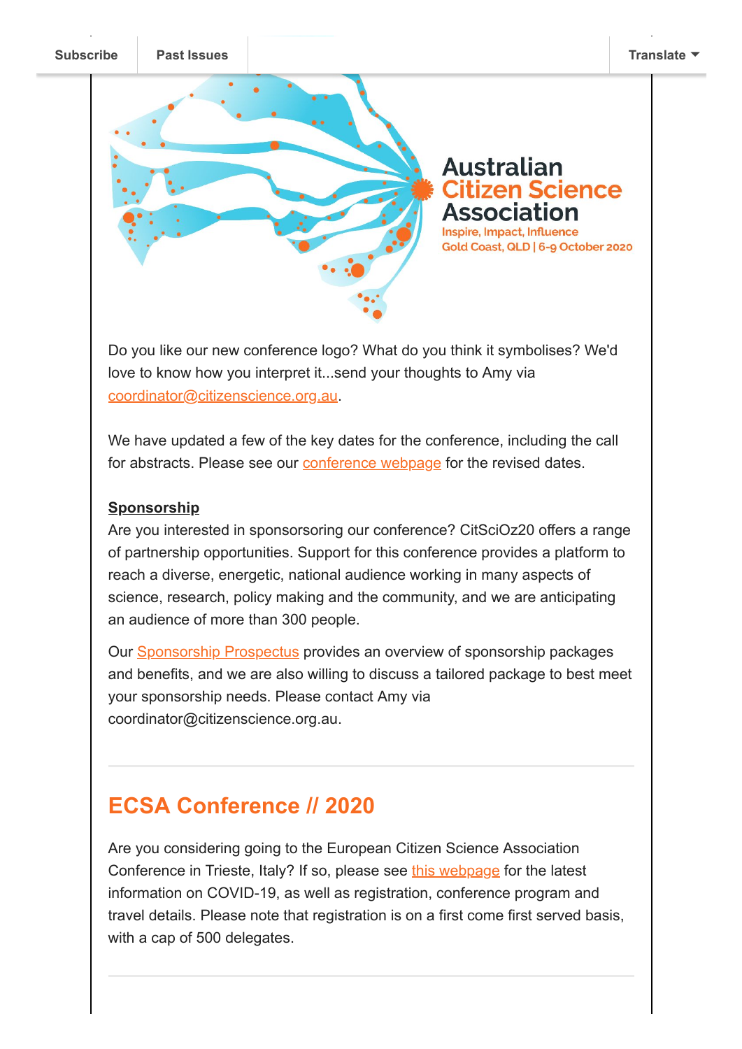Subscribe | Past Issues | Translate

Australian Citizen Science Association
Inspire, Impact, Influence
Gold Coast, QLD | 6-9 October 2020

Do you like our new conference logo? What do you think it symbolises? We'd love to know how you interpret it...send your thoughts to Amy via coordinator@citizenscience.org.au.

We have updated a few of the key dates for the conference, including the call for abstracts. Please see our conference webpage for the revised dates.

**Sponsorship**

Are you interested in sponsorsoring our conference? CitSciOz20 offers a range of partnership opportunities. Support for this conference provides a platform to reach a diverse, energetic, national audience working in many aspects of science, research, policy making and the community, and we are anticipating an audience of more than 300 people.

Our Sponsorship Prospectus provides an overview of sponsorship packages and benefits, and we are also willing to discuss a tailored package to best meet your sponsorship needs. Please contact Amy via coordinator@citizenscience.org.au.

## ECSA Conference // 2020

Are you considering going to the European Citizen Science Association Conference in Trieste, Italy? If so, please see this webpage for the latest information on COVID-19, as well as registration, conference program and travel details. Please note that registration is on a first come first served basis, with a cap of 500 delegates.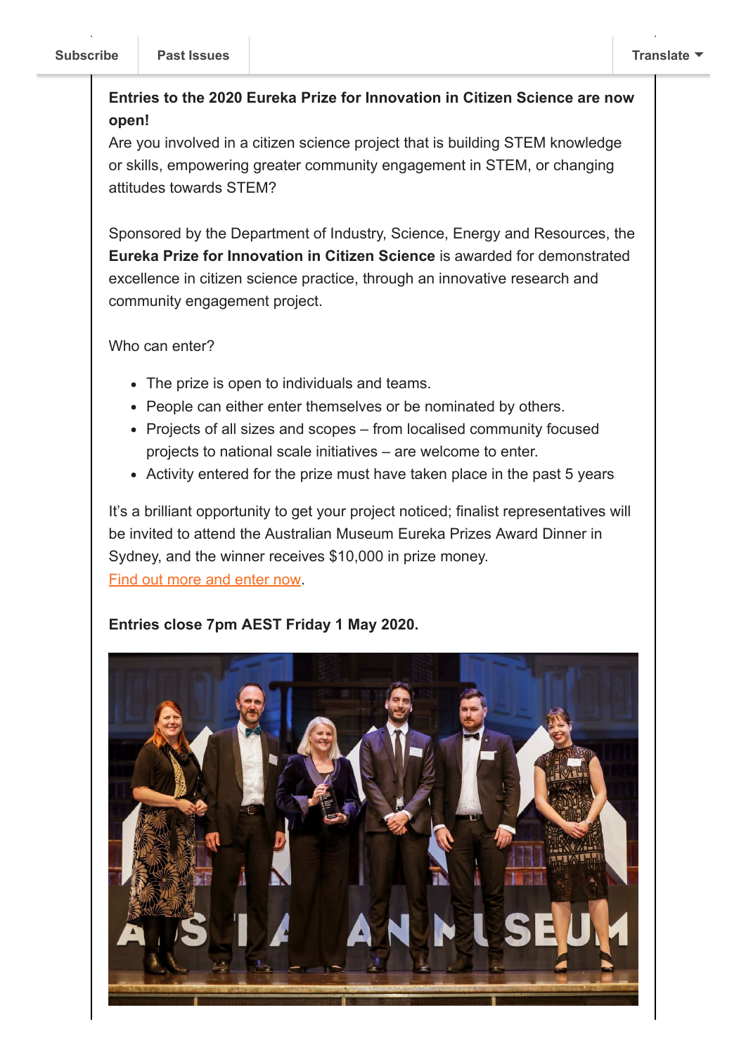**Entries to the 2020 Eureka Prize for Innovation in Citizen Science are now open!**

Are you involved in a citizen science project that is building STEM knowledge or skills, empowering greater community engagement in STEM, or changing attitudes towards STEM?

Sponsored by the Department of Industry, Science, Energy and Resources, the **Eureka Prize for Innovation in Citizen Science** is awarded for demonstrated excellence in citizen science practice, through an innovative research and community engagement project.

Who can enter?

- The prize is open to individuals and teams.
- People can either enter themselves or be nominated by others.
- Projects of all sizes and scopes – from localised community focused projects to national scale initiatives – are welcome to enter.
- Activity entered for the prize must have taken place in the past 5 years

It's a brilliant opportunity to get your project noticed; finalist representatives will be invited to attend the Australian Museum Eureka Prizes Award Dinner in Sydney, and the winner receives $10,000 in prize money.

Find out more and enter now.

**Entries close 7pm AEST Friday 1 May 2020.**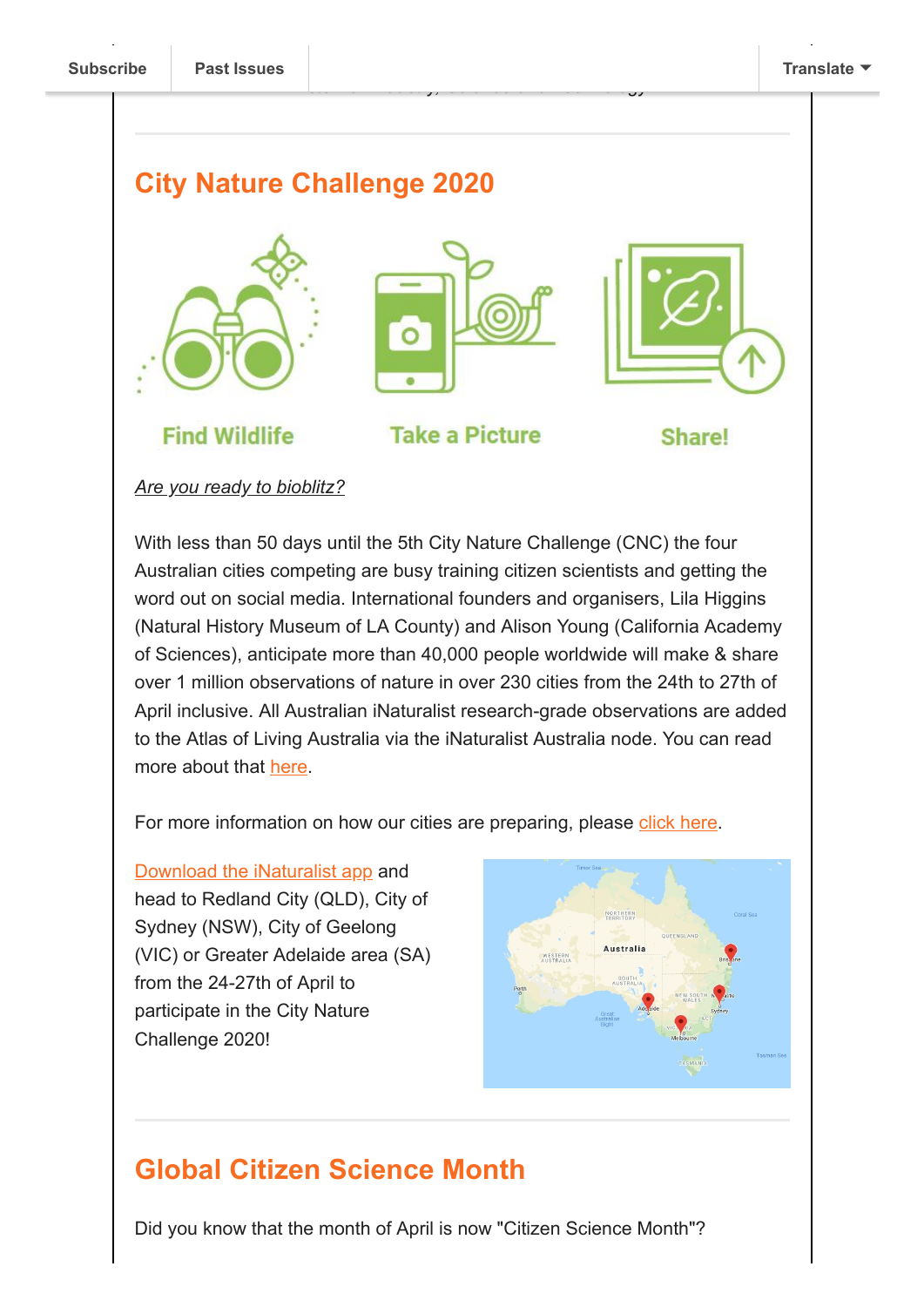## City Nature Challenge 2020

Find Wildlife    Take a Picture    Share!

*Are you ready to bioblitz?*

With less than 50 days until the 5th City Nature Challenge (CNC) the four Australian cities competing are busy training citizen scientists and getting the word out on social media. International founders and organisers, Lila Higgins (Natural History Museum of LA County) and Alison Young (California Academy of Sciences), anticipate more than 40,000 people worldwide will make & share over 1 million observations of nature in over 230 cities from the 24th to 27th of April inclusive. All Australian iNaturalist research-grade observations are added to the Atlas of Living Australia via the iNaturalist Australia node. You can read more about that here.

For more information on how our cities are preparing, please click here.

Download the iNaturalist app and head to Redland City (QLD), City of Sydney (NSW), City of Geelong (VIC) or Greater Adelaide area (SA) from the 24-27th of April to participate in the City Nature Challenge 2020!

## Global Citizen Science Month

Did you know that the month of April is now "Citizen Science Month"?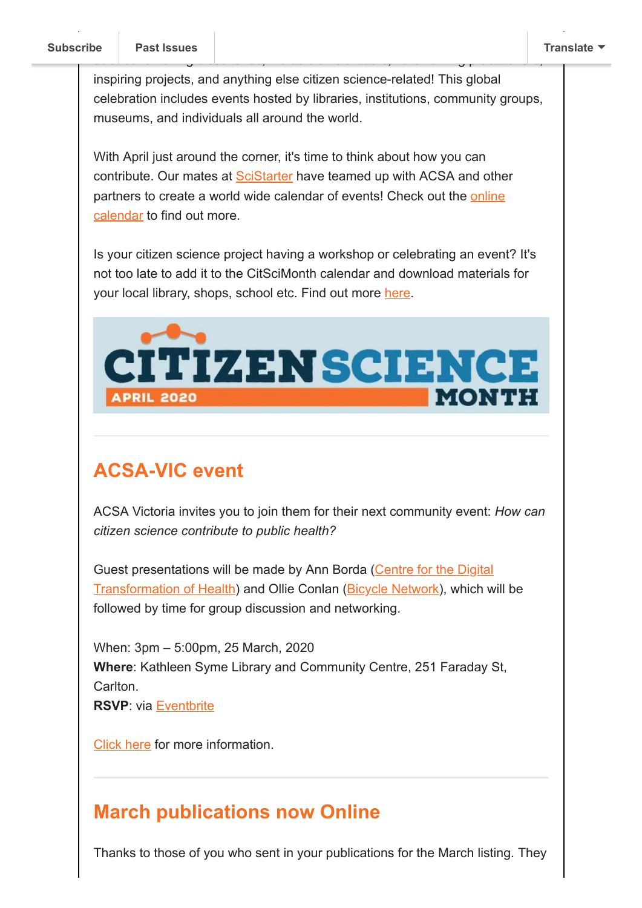inspiring projects, and anything else citizen science-related! This global celebration includes events hosted by libraries, institutions, community groups, museums, and individuals all around the world.

With April just around the corner, it's time to think about how you can contribute. Our mates at SciStarter have teamed up with ACSA and other partners to create a world wide calendar of events! Check out the online calendar to find out more.

Is your citizen science project having a workshop or celebrating an event? It's not too late to add it to the CitSciMonth calendar and download materials for your local library, shops, school etc. Find out more here.

CITIZEN SCIENCE MONTH
APRIL 2020

## ACSA-VIC event

ACSA Victoria invites you to join them for their next community event: *How can citizen science contribute to public health?*

Guest presentations will be made by Ann Borda (Centre for the Digital Transformation of Health) and Ollie Conlan (Bicycle Network), which will be followed by time for group discussion and networking.

When: 3pm – 5:00pm, 25 March, 2020
**Where**: Kathleen Syme Library and Community Centre, 251 Faraday St, Carlton.
**RSVP**: via Eventbrite

Click here for more information.

## March publications now Online

Thanks to those of you who sent in your publications for the March listing. They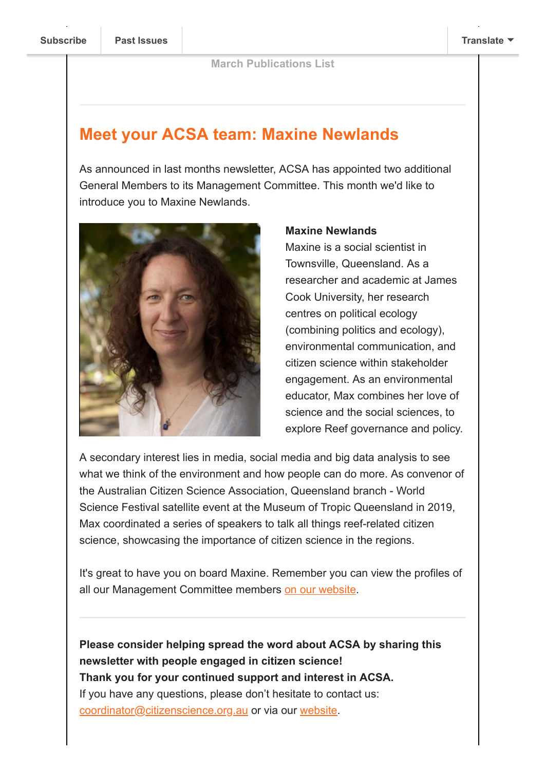March Publications List

---

## Meet your ACSA team: Maxine Newlands

As announced in last months newsletter, ACSA has appointed two additional General Members to its Management Committee. This month we'd like to introduce you to Maxine Newlands.

**Maxine Newlands**
Maxine is a social scientist in Townsville, Queensland. As a researcher and academic at James Cook University, her research centres on political ecology (combining politics and ecology), environmental communication, and citizen science within stakeholder engagement. As an environmental educator, Max combines her love of science and the social sciences, to explore Reef governance and policy.

A secondary interest lies in media, social media and big data analysis to see what we think of the environment and how people can do more. As convenor of the Australian Citizen Science Association, Queensland branch - World Science Festival satellite event at the Museum of Tropic Queensland in 2019, Max coordinated a series of speakers to talk all things reef-related citizen science, showcasing the importance of citizen science in the regions.

It's great to have you on board Maxine. Remember you can view the profiles of all our Management Committee members on our website.

---

**Please consider helping spread the word about ACSA by sharing this newsletter with people engaged in citizen science!**
**Thank you for your continued support and interest in ACSA.**
If you have any questions, please don't hesitate to contact us: coordinator@citizenscience.org.au or via our website.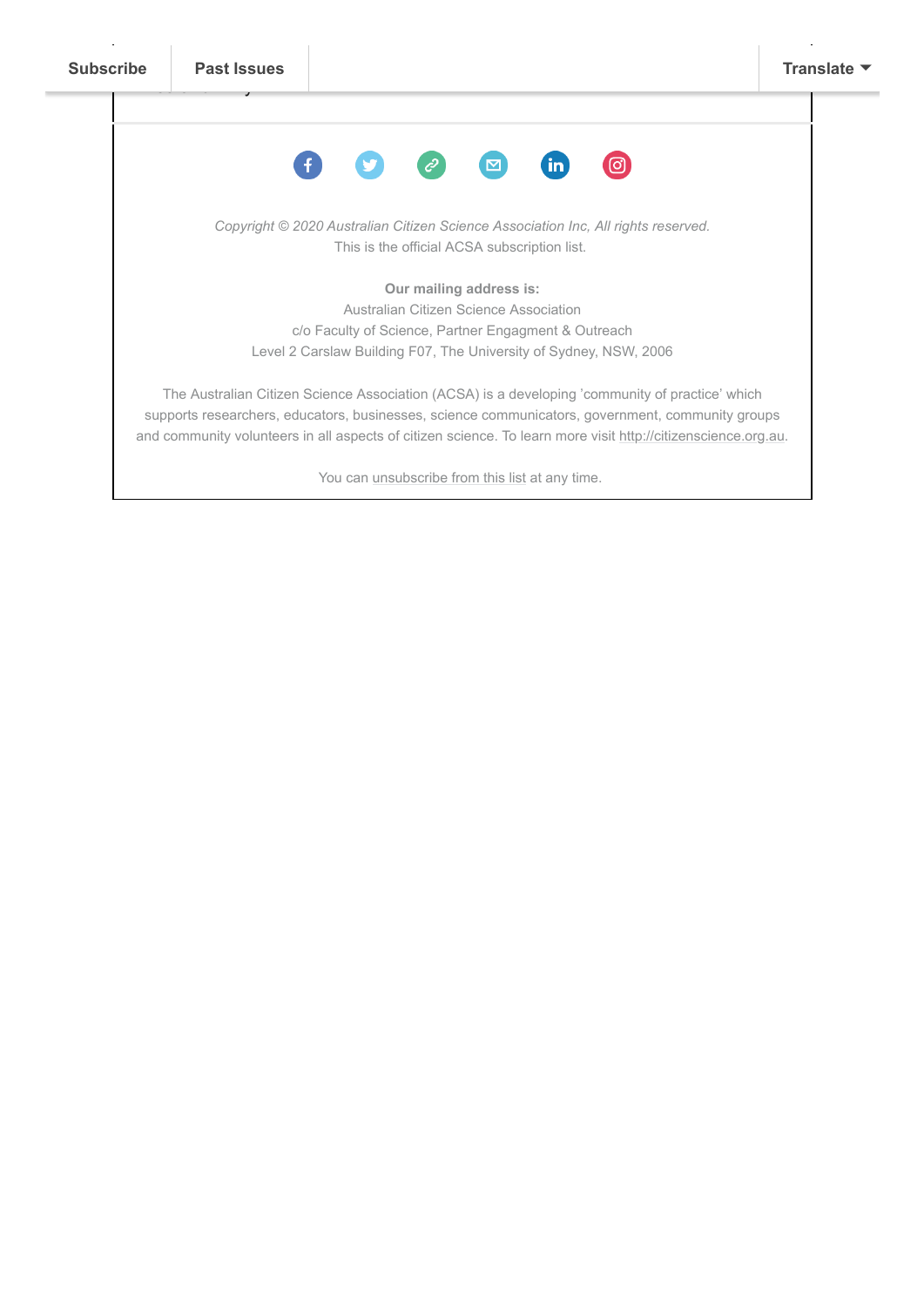Subscribe | Past Issues | Translate

*Copyright © 2020 Australian Citizen Science Association Inc, All rights reserved.*
This is the official ACSA subscription list.

**Our mailing address is:**
Australian Citizen Science Association
c/o Faculty of Science, Partner Engagment & Outreach
Level 2 Carslaw Building F07, The University of Sydney, NSW, 2006

The Australian Citizen Science Association (ACSA) is a developing 'community of practice' which supports researchers, educators, businesses, science communicators, government, community groups and community volunteers in all aspects of citizen science. To learn more visit http://citizenscience.org.au.

You can unsubscribe from this list at any time.